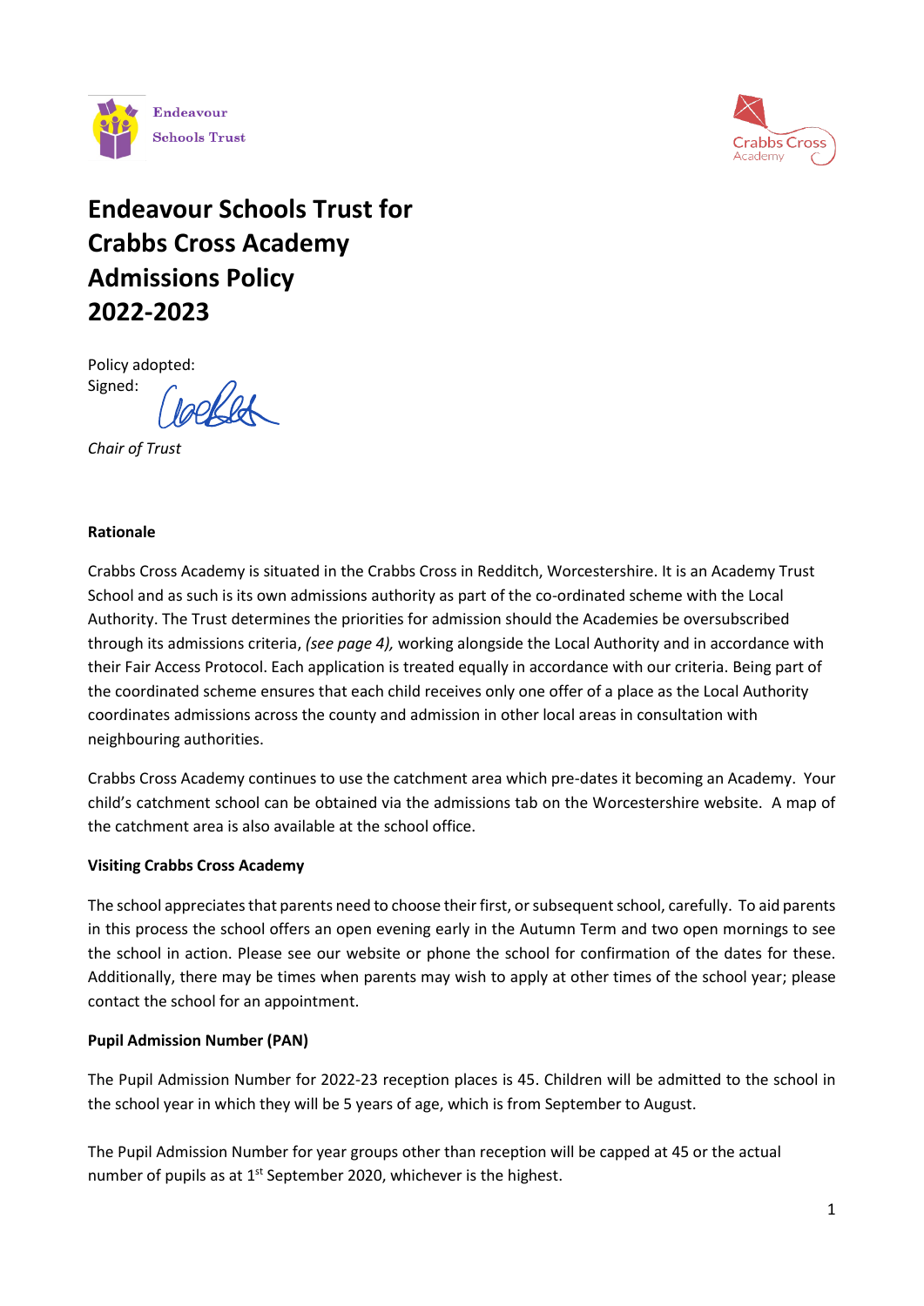Endeavour Schools Trust

Crabbs Cross Academy

# Endeavour Schools Trust for Crabbs Cross Academy Admissions Policy 2022-2023

Policy adopted:

Signed:

*Chair of Trust*

**Rationale**

Crabbs Cross Academy is situated in the Crabbs Cross in Redditch, Worcestershire. It is an Academy Trust School and as such is its own admissions authority as part of the co-ordinated scheme with the Local Authority. The Trust determines the priorities for admission should the Academies be oversubscribed through its admissions criteria, *(see page 4),* working alongside the Local Authority and in accordance with their Fair Access Protocol. Each application is treated equally in accordance with our criteria. Being part of the coordinated scheme ensures that each child receives only one offer of a place as the Local Authority coordinates admissions across the county and admission in other local areas in consultation with neighbouring authorities.

Crabbs Cross Academy continues to use the catchment area which pre-dates it becoming an Academy. Your child's catchment school can be obtained via the admissions tab on the Worcestershire website. A map of the catchment area is also available at the school office.

**Visiting Crabbs Cross Academy**

The school appreciates that parents need to choose their first, or subsequent school, carefully. To aid parents in this process the school offers an open evening early in the Autumn Term and two open mornings to see the school in action. Please see our website or phone the school for confirmation of the dates for these. Additionally, there may be times when parents may wish to apply at other times of the school year; please contact the school for an appointment.

**Pupil Admission Number (PAN)**

The Pupil Admission Number for 2022-23 reception places is 45. Children will be admitted to the school in the school year in which they will be 5 years of age, which is from September to August.

The Pupil Admission Number for year groups other than reception will be capped at 45 or the actual number of pupils as at 1st September 2020, whichever is the highest.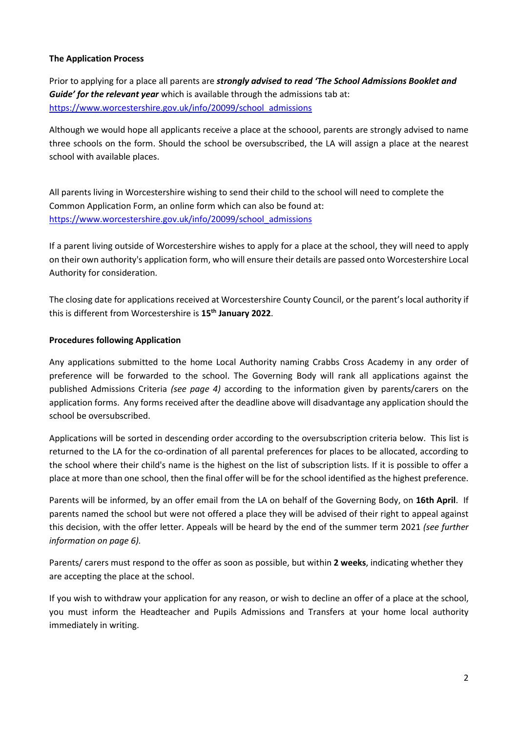**The Application Process**

Prior to applying for a place all parents are ***strongly advised to read 'The School Admissions Booklet and Guide' for the relevant year*** which is available through the admissions tab at: [https://www.worcestershire.gov.uk/info/20099/school_admissions](https://www.worcestershire.gov.uk/info/20099/school_admissions)

Although we would hope all applicants receive a place at the schoool, parents are strongly advised to name three schools on the form. Should the school be oversubscribed, the LA will assign a place at the nearest school with available places.

All parents living in Worcestershire wishing to send their child to the school will need to complete the Common Application Form, an online form which can also be found at: [https://www.worcestershire.gov.uk/info/20099/school_admissions](https://www.worcestershire.gov.uk/info/20099/school_admissions)

If a parent living outside of Worcestershire wishes to apply for a place at the school, they will need to apply on their own authority's application form, who will ensure their details are passed onto Worcestershire Local Authority for consideration.

The closing date for applications received at Worcestershire County Council, or the parent's local authority if this is different from Worcestershire is **15th January 2022**.

**Procedures following Application**

Any applications submitted to the home Local Authority naming Crabbs Cross Academy in any order of preference will be forwarded to the school. The Governing Body will rank all applications against the published Admissions Criteria *(see page 4)* according to the information given by parents/carers on the application forms. Any forms received after the deadline above will disadvantage any application should the school be oversubscribed.

Applications will be sorted in descending order according to the oversubscription criteria below. This list is returned to the LA for the co-ordination of all parental preferences for places to be allocated, according to the school where their child's name is the highest on the list of subscription lists. If it is possible to offer a place at more than one school, then the final offer will be for the school identified as the highest preference.

Parents will be informed, by an offer email from the LA on behalf of the Governing Body, on **16th April**. If parents named the school but were not offered a place they will be advised of their right to appeal against this decision, with the offer letter. Appeals will be heard by the end of the summer term 2021 *(see further information on page 6).*

Parents/ carers must respond to the offer as soon as possible, but within **2 weeks**, indicating whether they are accepting the place at the school.

If you wish to withdraw your application for any reason, or wish to decline an offer of a place at the school, you must inform the Headteacher and Pupils Admissions and Transfers at your home local authority immediately in writing.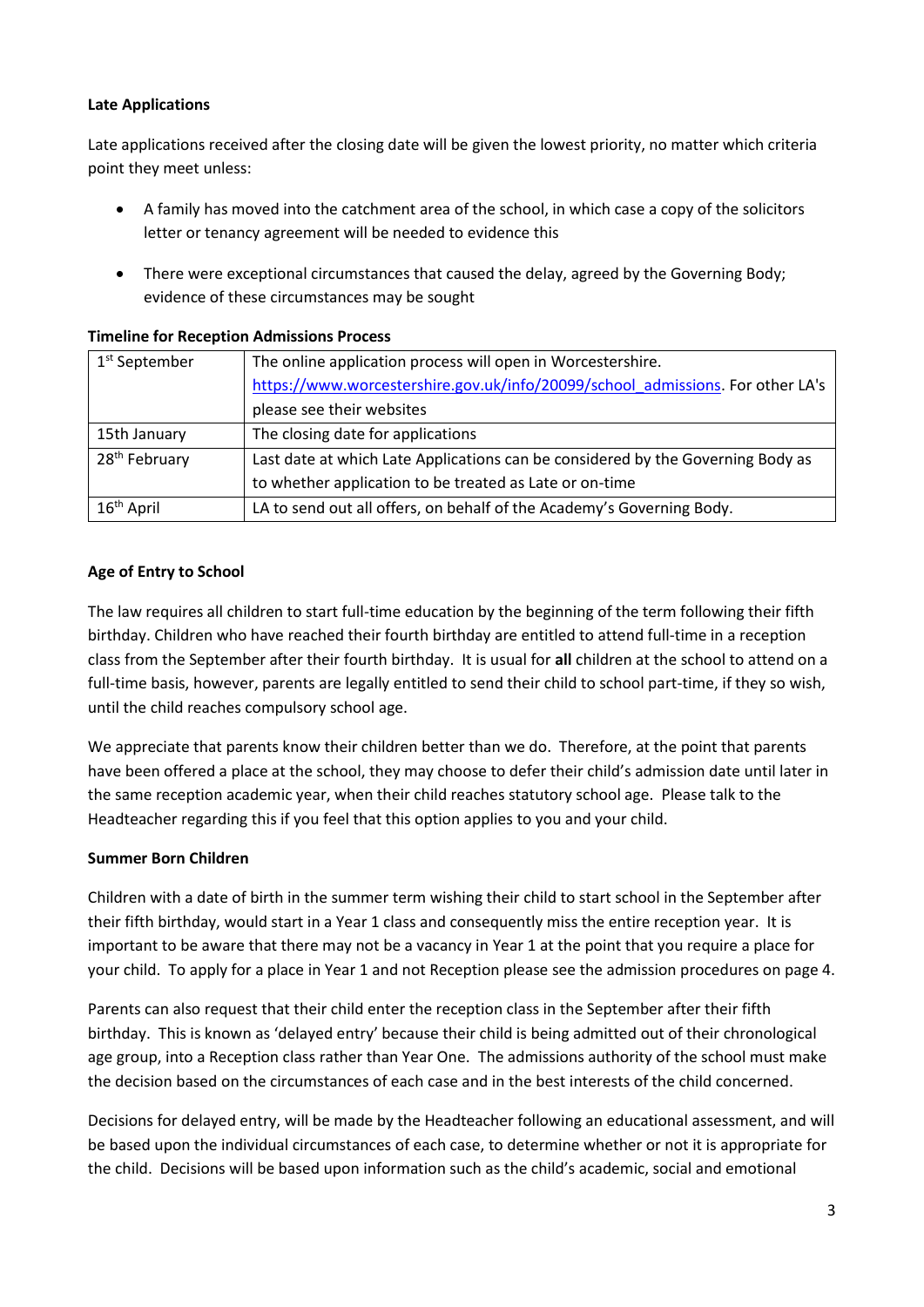**Late Applications**

Late applications received after the closing date will be given the lowest priority, no matter which criteria point they meet unless:

- A family has moved into the catchment area of the school, in which case a copy of the solicitors letter or tenancy agreement will be needed to evidence this
- There were exceptional circumstances that caused the delay, agreed by the Governing Body; evidence of these circumstances may be sought

**Timeline for Reception Admissions Process**

| | |
|---|---|
| 1st September | The online application process will open in Worcestershire. https://www.worcestershire.gov.uk/info/20099/school_admissions. For other LA's please see their websites |
| 15th January | The closing date for applications |
| 28th February | Last date at which Late Applications can be considered by the Governing Body as to whether application to be treated as Late or on-time |
| 16th April | LA to send out all offers, on behalf of the Academy's Governing Body. |

**Age of Entry to School**

The law requires all children to start full-time education by the beginning of the term following their fifth birthday. Children who have reached their fourth birthday are entitled to attend full-time in a reception class from the September after their fourth birthday. It is usual for **all** children at the school to attend on a full-time basis, however, parents are legally entitled to send their child to school part-time, if they so wish, until the child reaches compulsory school age.

We appreciate that parents know their children better than we do. Therefore, at the point that parents have been offered a place at the school, they may choose to defer their child's admission date until later in the same reception academic year, when their child reaches statutory school age. Please talk to the Headteacher regarding this if you feel that this option applies to you and your child.

**Summer Born Children**

Children with a date of birth in the summer term wishing their child to start school in the September after their fifth birthday, would start in a Year 1 class and consequently miss the entire reception year. It is important to be aware that there may not be a vacancy in Year 1 at the point that you require a place for your child. To apply for a place in Year 1 and not Reception please see the admission procedures on page 4.

Parents can also request that their child enter the reception class in the September after their fifth birthday. This is known as 'delayed entry' because their child is being admitted out of their chronological age group, into a Reception class rather than Year One. The admissions authority of the school must make the decision based on the circumstances of each case and in the best interests of the child concerned.

Decisions for delayed entry, will be made by the Headteacher following an educational assessment, and will be based upon the individual circumstances of each case, to determine whether or not it is appropriate for the child. Decisions will be based upon information such as the child's academic, social and emotional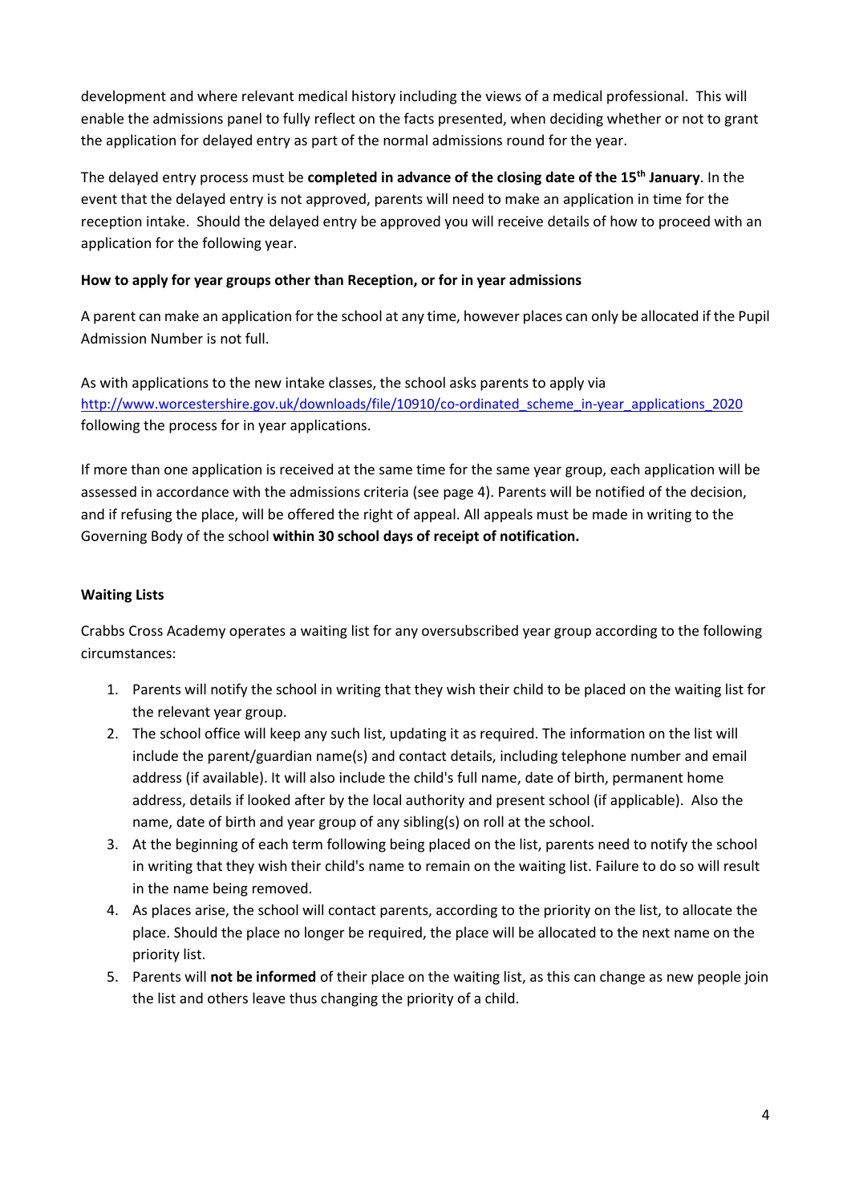development and where relevant medical history including the views of a medical professional. This will enable the admissions panel to fully reflect on the facts presented, when deciding whether or not to grant the application for delayed entry as part of the normal admissions round for the year.

The delayed entry process must be **completed in advance of the closing date of the 15th January**. In the event that the delayed entry is not approved, parents will need to make an application in time for the reception intake. Should the delayed entry be approved you will receive details of how to proceed with an application for the following year.

**How to apply for year groups other than Reception, or for in year admissions**

A parent can make an application for the school at any time, however places can only be allocated if the Pupil Admission Number is not full.

As with applications to the new intake classes, the school asks parents to apply via [http://www.worcestershire.gov.uk/downloads/file/10910/co-ordinated_scheme_in-year_applications_2020](http://www.worcestershire.gov.uk/downloads/file/10910/co-ordinated_scheme_in-year_applications_2020) following the process for in year applications.

If more than one application is received at the same time for the same year group, each application will be assessed in accordance with the admissions criteria (see page 4). Parents will be notified of the decision, and if refusing the place, will be offered the right of appeal. All appeals must be made in writing to the Governing Body of the school **within 30 school days of receipt of notification.**

**Waiting Lists**

Crabbs Cross Academy operates a waiting list for any oversubscribed year group according to the following circumstances:

1. Parents will notify the school in writing that they wish their child to be placed on the waiting list for the relevant year group.
2. The school office will keep any such list, updating it as required. The information on the list will include the parent/guardian name(s) and contact details, including telephone number and email address (if available). It will also include the child's full name, date of birth, permanent home address, details if looked after by the local authority and present school (if applicable). Also the name, date of birth and year group of any sibling(s) on roll at the school.
3. At the beginning of each term following being placed on the list, parents need to notify the school in writing that they wish their child's name to remain on the waiting list. Failure to do so will result in the name being removed.
4. As places arise, the school will contact parents, according to the priority on the list, to allocate the place. Should the place no longer be required, the place will be allocated to the next name on the priority list.
5. Parents will **not be informed** of their place on the waiting list, as this can change as new people join the list and others leave thus changing the priority of a child.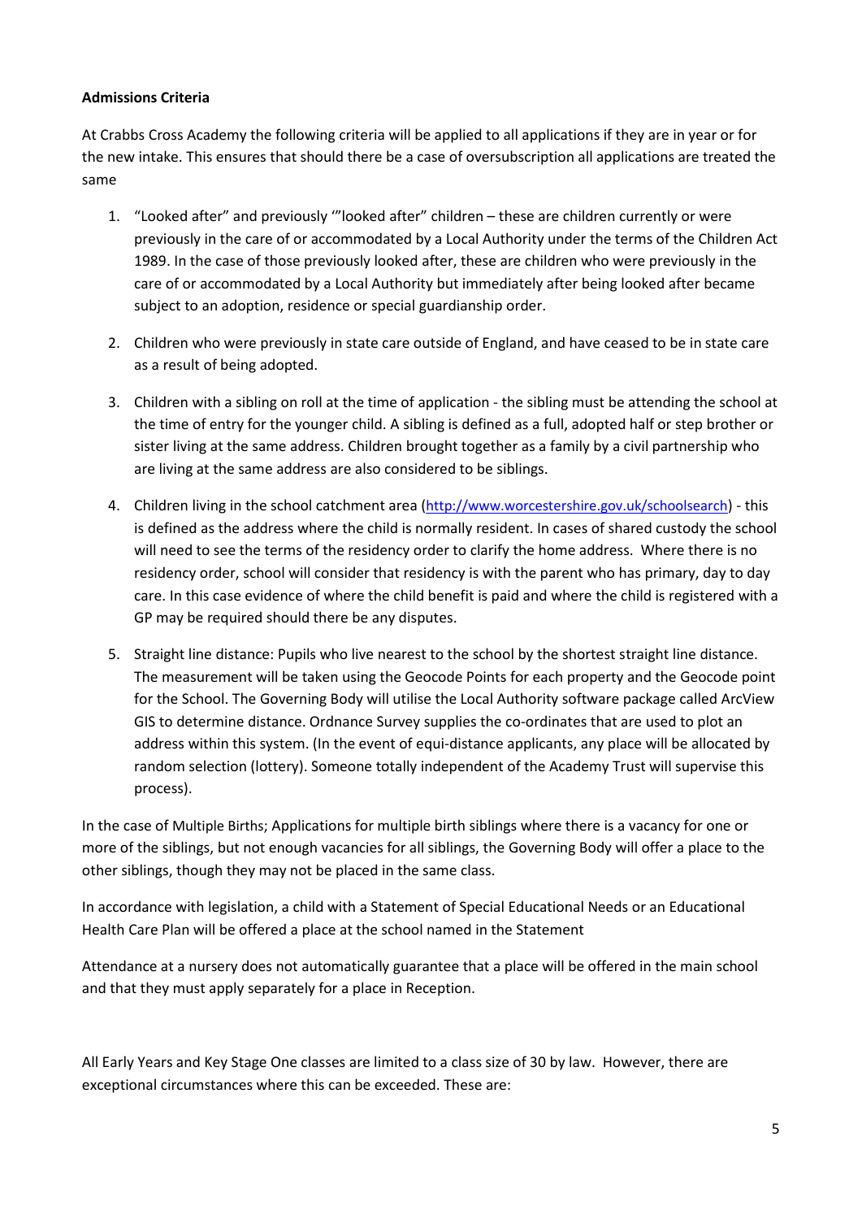**Admissions Criteria**

At Crabbs Cross Academy the following criteria will be applied to all applications if they are in year or for the new intake. This ensures that should there be a case of oversubscription all applications are treated the same

1. "Looked after" and previously '"looked after" children – these are children currently or were previously in the care of or accommodated by a Local Authority under the terms of the Children Act 1989. In the case of those previously looked after, these are children who were previously in the care of or accommodated by a Local Authority but immediately after being looked after became subject to an adoption, residence or special guardianship order.

2. Children who were previously in state care outside of England, and have ceased to be in state care as a result of being adopted.

3. Children with a sibling on roll at the time of application - the sibling must be attending the school at the time of entry for the younger child. A sibling is defined as a full, adopted half or step brother or sister living at the same address. Children brought together as a family by a civil partnership who are living at the same address are also considered to be siblings.

4. Children living in the school catchment area (http://www.worcestershire.gov.uk/schoolsearch) - this is defined as the address where the child is normally resident. In cases of shared custody the school will need to see the terms of the residency order to clarify the home address. Where there is no residency order, school will consider that residency is with the parent who has primary, day to day care. In this case evidence of where the child benefit is paid and where the child is registered with a GP may be required should there be any disputes.

5. Straight line distance: Pupils who live nearest to the school by the shortest straight line distance. The measurement will be taken using the Geocode Points for each property and the Geocode point for the School. The Governing Body will utilise the Local Authority software package called ArcView GIS to determine distance. Ordnance Survey supplies the co-ordinates that are used to plot an address within this system. (In the event of equi-distance applicants, any place will be allocated by random selection (lottery). Someone totally independent of the Academy Trust will supervise this process).

In the case of Multiple Births; Applications for multiple birth siblings where there is a vacancy for one or more of the siblings, but not enough vacancies for all siblings, the Governing Body will offer a place to the other siblings, though they may not be placed in the same class.

In accordance with legislation, a child with a Statement of Special Educational Needs or an Educational Health Care Plan will be offered a place at the school named in the Statement

Attendance at a nursery does not automatically guarantee that a place will be offered in the main school and that they must apply separately for a place in Reception.

All Early Years and Key Stage One classes are limited to a class size of 30 by law. However, there are exceptional circumstances where this can be exceeded. These are: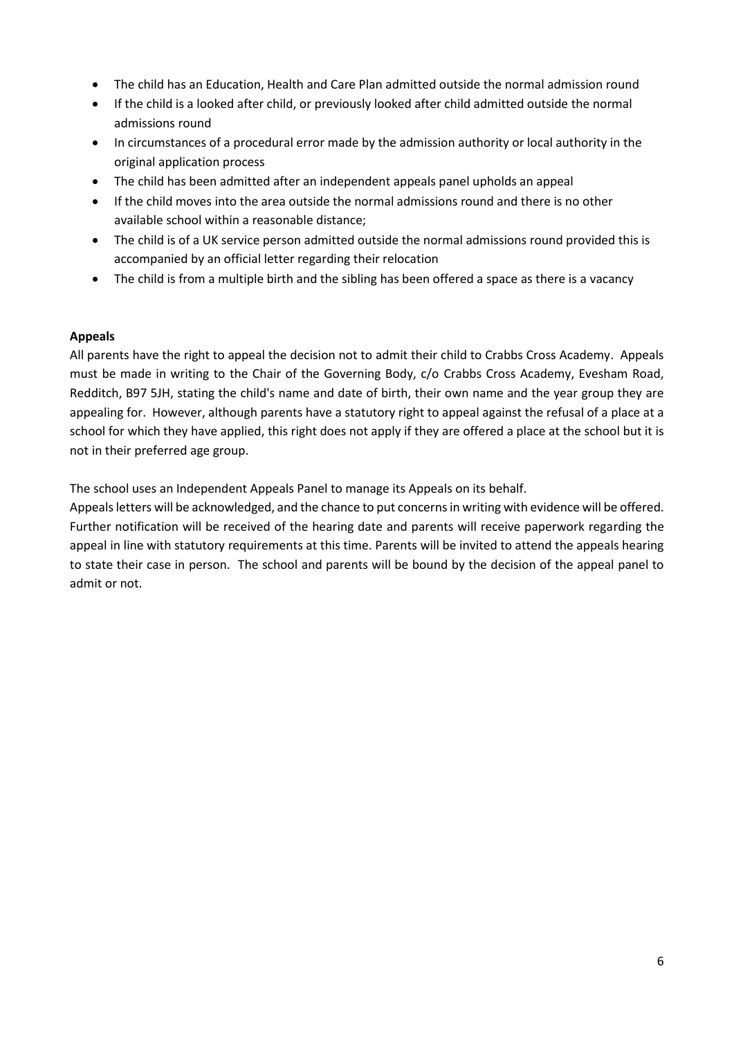- The child has an Education, Health and Care Plan admitted outside the normal admission round
- If the child is a looked after child, or previously looked after child admitted outside the normal admissions round
- In circumstances of a procedural error made by the admission authority or local authority in the original application process
- The child has been admitted after an independent appeals panel upholds an appeal
- If the child moves into the area outside the normal admissions round and there is no other available school within a reasonable distance;
- The child is of a UK service person admitted outside the normal admissions round provided this is accompanied by an official letter regarding their relocation
- The child is from a multiple birth and the sibling has been offered a space as there is a vacancy

**Appeals**

All parents have the right to appeal the decision not to admit their child to Crabbs Cross Academy. Appeals must be made in writing to the Chair of the Governing Body, c/o Crabbs Cross Academy, Evesham Road, Redditch, B97 5JH, stating the child's name and date of birth, their own name and the year group they are appealing for. However, although parents have a statutory right to appeal against the refusal of a place at a school for which they have applied, this right does not apply if they are offered a place at the school but it is not in their preferred age group.

The school uses an Independent Appeals Panel to manage its Appeals on its behalf.

Appeals letters will be acknowledged, and the chance to put concerns in writing with evidence will be offered. Further notification will be received of the hearing date and parents will receive paperwork regarding the appeal in line with statutory requirements at this time. Parents will be invited to attend the appeals hearing to state their case in person. The school and parents will be bound by the decision of the appeal panel to admit or not.